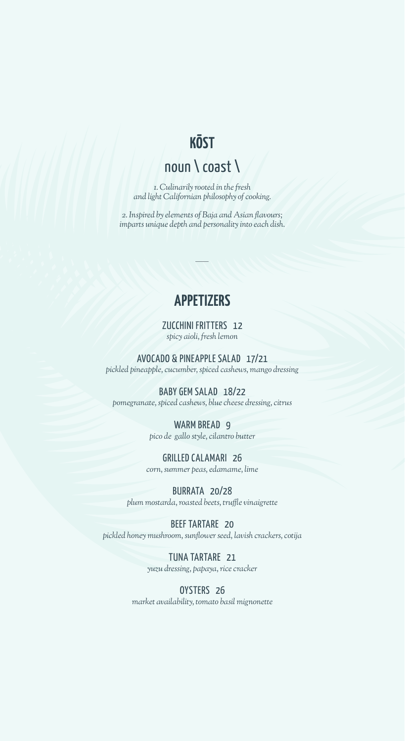# KŌST

## noun \ coast \

*1. Culinarily rooted in the fresh and light Californian philosophy of cooking.*

*2. Inspired by elements of Baja and Asian flavours; imparts unique depth and personality into each dish.*

---

## APPETIZERS

**ZUCCHINI FRITTERS** 12
*spicy aioli, fresh lemon*

**AVOCADO & PINEAPPLE SALAD** 17/21
*pickled pineapple, cucumber, spiced cashews, mango dressing*

**BABY GEM SALAD** 18/22
*pomegranate, spiced cashews, blue cheese dressing, citrus*

**WARM BREAD** 9
*pico de gallo style, cilantro butter*

**GRILLED CALAMARI** 26
*corn, summer peas, edamame, lime*

**BURRATA** 20/28
*plum mostarda, roasted beets, truffle vinaigrette*

**BEEF TARTARE** 20
*pickled honey mushroom, sunflower seed, lavish crackers, cotija*

**TUNA TARTARE** 21
*yuzu dressing, papaya, rice cracker*

**OYSTERS** 26
*market availability, tomato basil mignonette*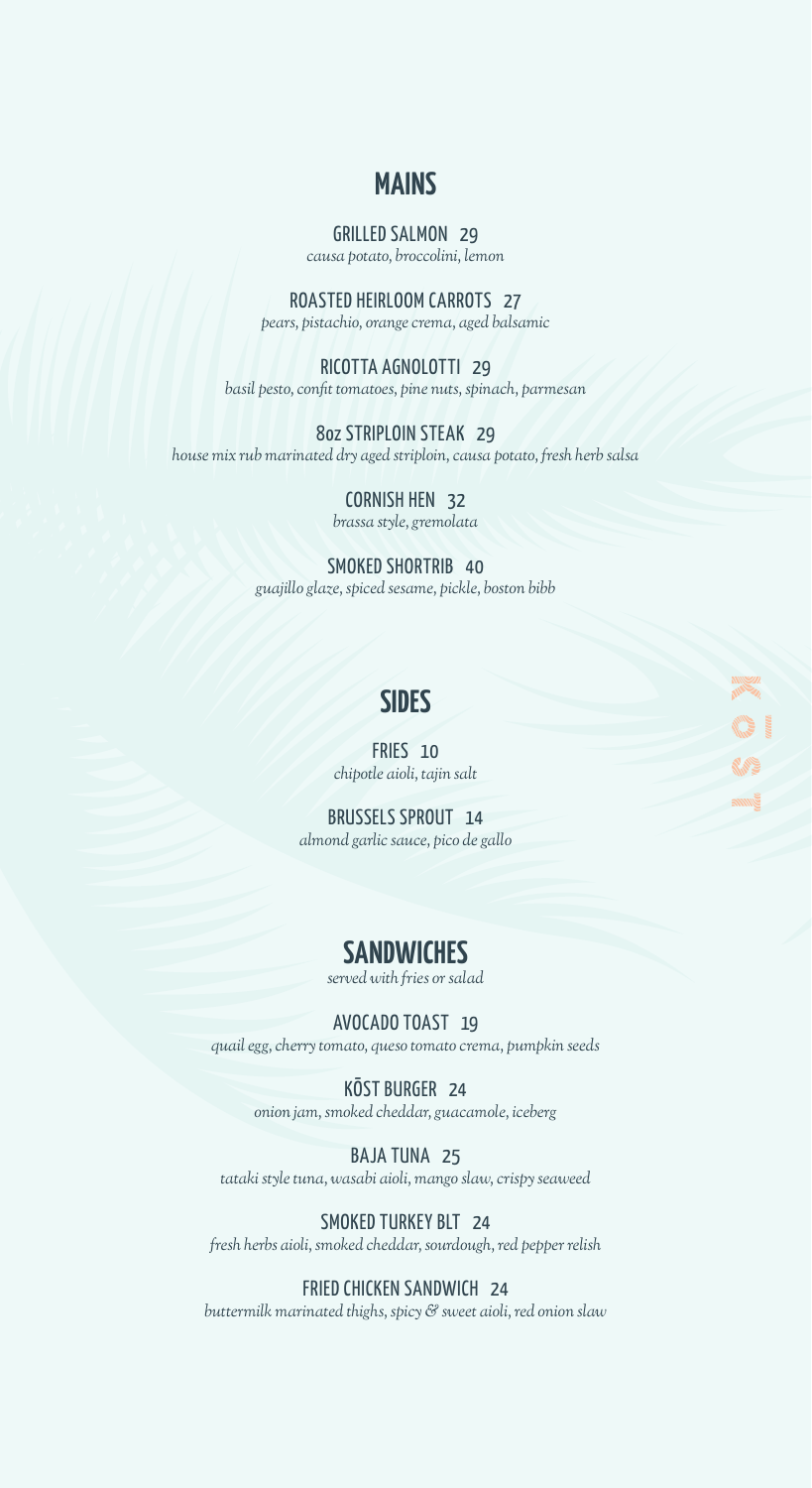## MAINS

GRILLED SALMON 29
*causa potato, broccolini, lemon*

ROASTED HEIRLOOM CARROTS 27
*pears, pistachio, orange crema, aged balsamic*

RICOTTA AGNOLOTTI 29
*basil pesto, confit tomatoes, pine nuts, spinach, parmesan*

8oz STRIPLOIN STEAK 29
*house mix rub marinated dry aged striploin, causa potato, fresh herb salsa*

CORNISH HEN 32
*brassa style, gremolata*

SMOKED SHORTRIB 40
*guajillo glaze, spiced sesame, pickle, boston bibb*

## SIDES

FRIES 10
*chipotle aioli, tajin salt*

BRUSSELS SPROUT 14
*almond garlic sauce, pico de gallo*

## SANDWICHES

*served with fries or salad*

AVOCADO TOAST 19
*quail egg, cherry tomato, queso tomato crema, pumpkin seeds*

KŌST BURGER 24
*onion jam, smoked cheddar, guacamole, iceberg*

BAJA TUNA 25
*tataki style tuna, wasabi aioli, mango slaw, crispy seaweed*

SMOKED TURKEY BLT 24
*fresh herbs aioli, smoked cheddar, sourdough, red pepper relish*

FRIED CHICKEN SANDWICH 24
*buttermilk marinated thighs, spicy & sweet aioli, red onion slaw*